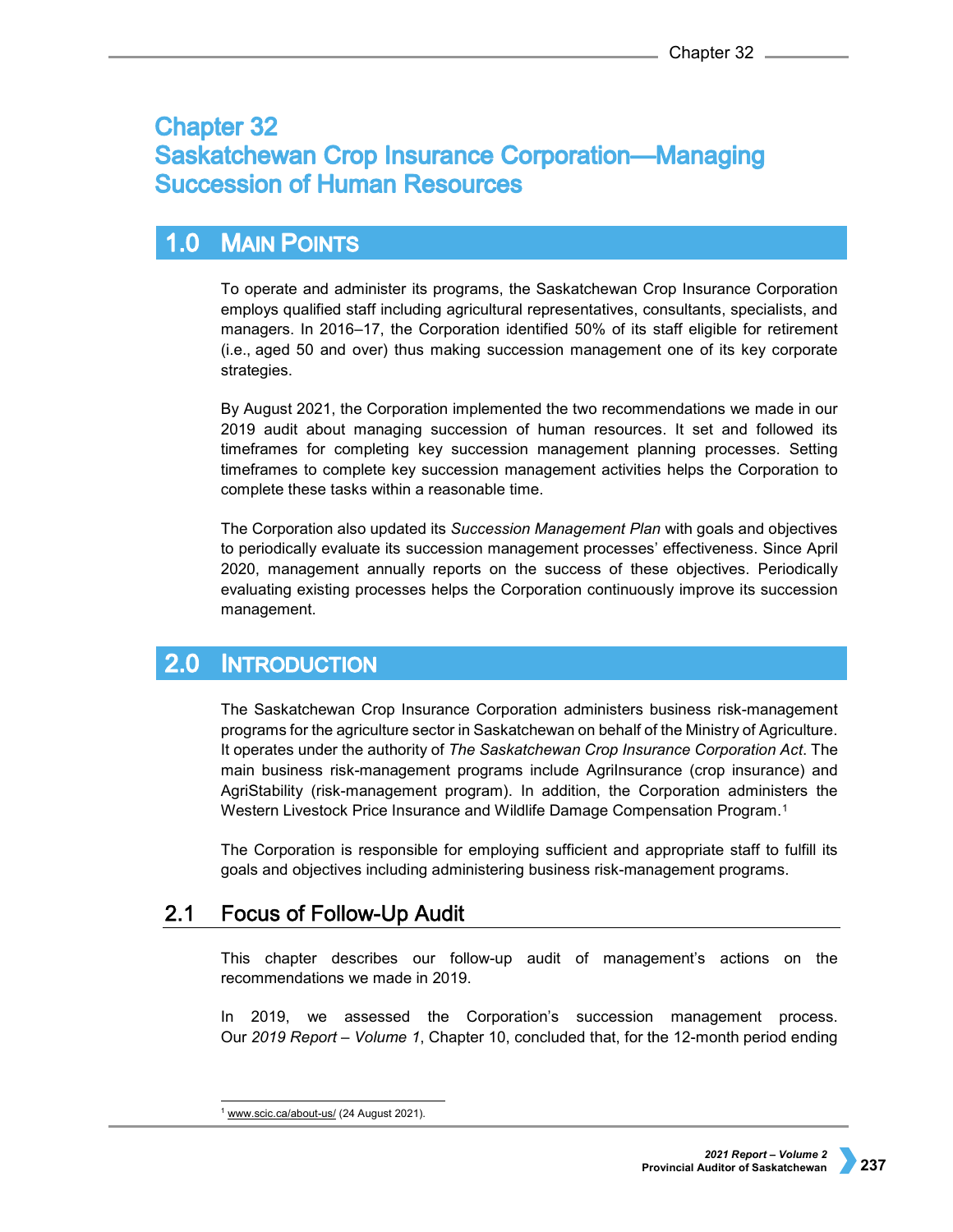# Chapter 32
# Saskatchewan Crop Insurance Corporation—Managing Succession of Human Resources

## 1.0 MAIN POINTS

To operate and administer its programs, the Saskatchewan Crop Insurance Corporation employs qualified staff including agricultural representatives, consultants, specialists, and managers. In 2016–17, the Corporation identified 50% of its staff eligible for retirement (i.e., aged 50 and over) thus making succession management one of its key corporate strategies.

By August 2021, the Corporation implemented the two recommendations we made in our 2019 audit about managing succession of human resources. It set and followed its timeframes for completing key succession management planning processes. Setting timeframes to complete key succession management activities helps the Corporation to complete these tasks within a reasonable time.

The Corporation also updated its *Succession Management Plan* with goals and objectives to periodically evaluate its succession management processes' effectiveness. Since April 2020, management annually reports on the success of these objectives. Periodically evaluating existing processes helps the Corporation continuously improve its succession management.

## 2.0 INTRODUCTION

The Saskatchewan Crop Insurance Corporation administers business risk-management programs for the agriculture sector in Saskatchewan on behalf of the Ministry of Agriculture. It operates under the authority of *The Saskatchewan Crop Insurance Corporation Act*. The main business risk-management programs include AgriInsurance (crop insurance) and AgriStability (risk-management program). In addition, the Corporation administers the Western Livestock Price Insurance and Wildlife Damage Compensation Program.[1]

The Corporation is responsible for employing sufficient and appropriate staff to fulfill its goals and objectives including administering business risk-management programs.

### 2.1 Focus of Follow-Up Audit

This chapter describes our follow-up audit of management's actions on the recommendations we made in 2019.

In 2019, we assessed the Corporation's succession management process. Our *2019 Report – Volume 1*, Chapter 10, concluded that, for the 12-month period ending

[1] www.scic.ca/about-us/ (24 August 2021).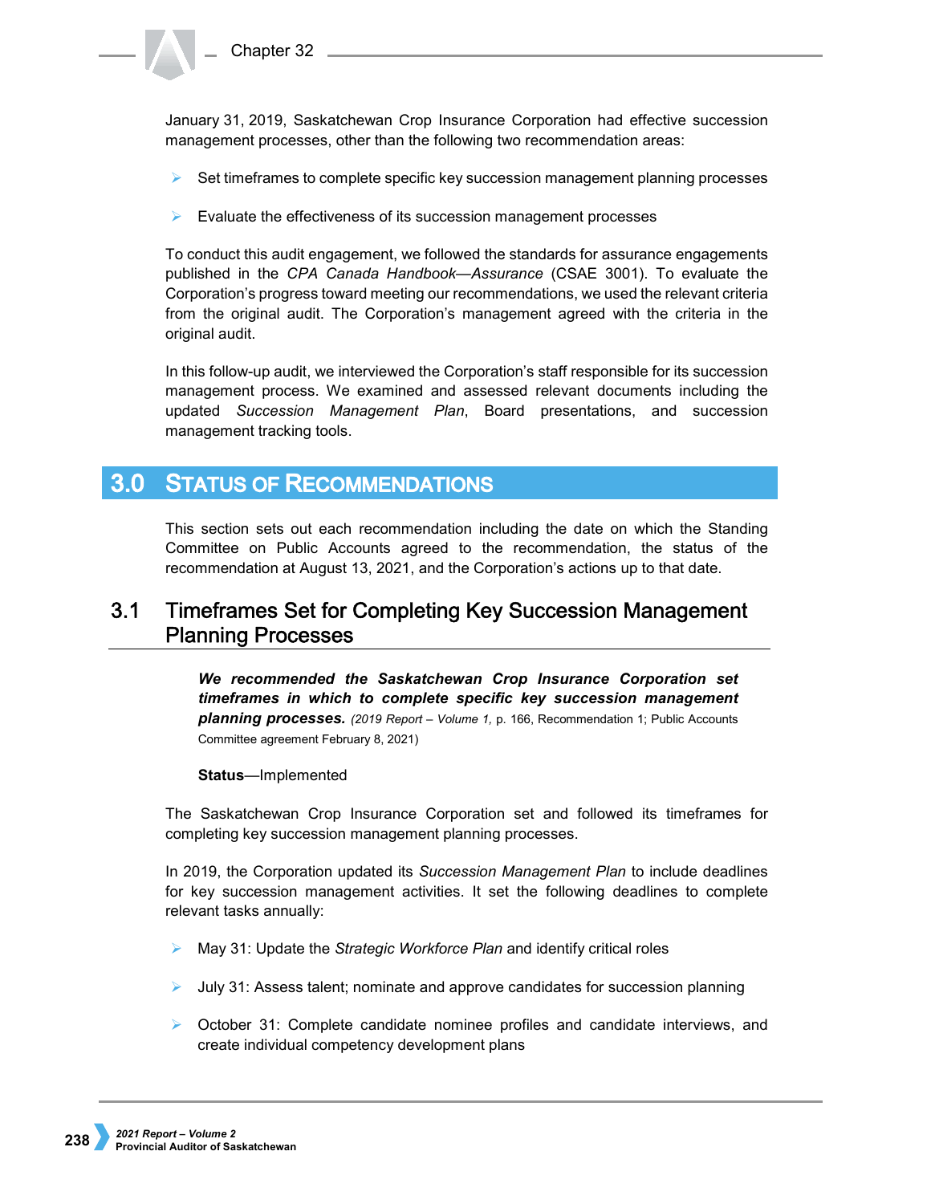January 31, 2019, Saskatchewan Crop Insurance Corporation had effective succession management processes, other than the following two recommendation areas:

- Set timeframes to complete specific key succession management planning processes
- Evaluate the effectiveness of its succession management processes

To conduct this audit engagement, we followed the standards for assurance engagements published in the *CPA Canada Handbook—Assurance* (CSAE 3001). To evaluate the Corporation's progress toward meeting our recommendations, we used the relevant criteria from the original audit. The Corporation's management agreed with the criteria in the original audit.

In this follow-up audit, we interviewed the Corporation's staff responsible for its succession management process. We examined and assessed relevant documents including the updated *Succession Management Plan*, Board presentations, and succession management tracking tools.

## 3.0 Status of Recommendations

This section sets out each recommendation including the date on which the Standing Committee on Public Accounts agreed to the recommendation, the status of the recommendation at August 13, 2021, and the Corporation's actions up to that date.

### 3.1 Timeframes Set for Completing Key Succession Management Planning Processes

> ***We recommended the Saskatchewan Crop Insurance Corporation set timeframes in which to complete specific key succession management planning processes.*** *(2019 Report – Volume 1,* p. 166, Recommendation 1; Public Accounts Committee agreement February 8, 2021)
>
> **Status**—Implemented

The Saskatchewan Crop Insurance Corporation set and followed its timeframes for completing key succession management planning processes.

In 2019, the Corporation updated its *Succession Management Plan* to include deadlines for key succession management activities. It set the following deadlines to complete relevant tasks annually:

- May 31: Update the *Strategic Workforce Plan* and identify critical roles
- July 31: Assess talent; nominate and approve candidates for succession planning
- October 31: Complete candidate nominee profiles and candidate interviews, and create individual competency development plans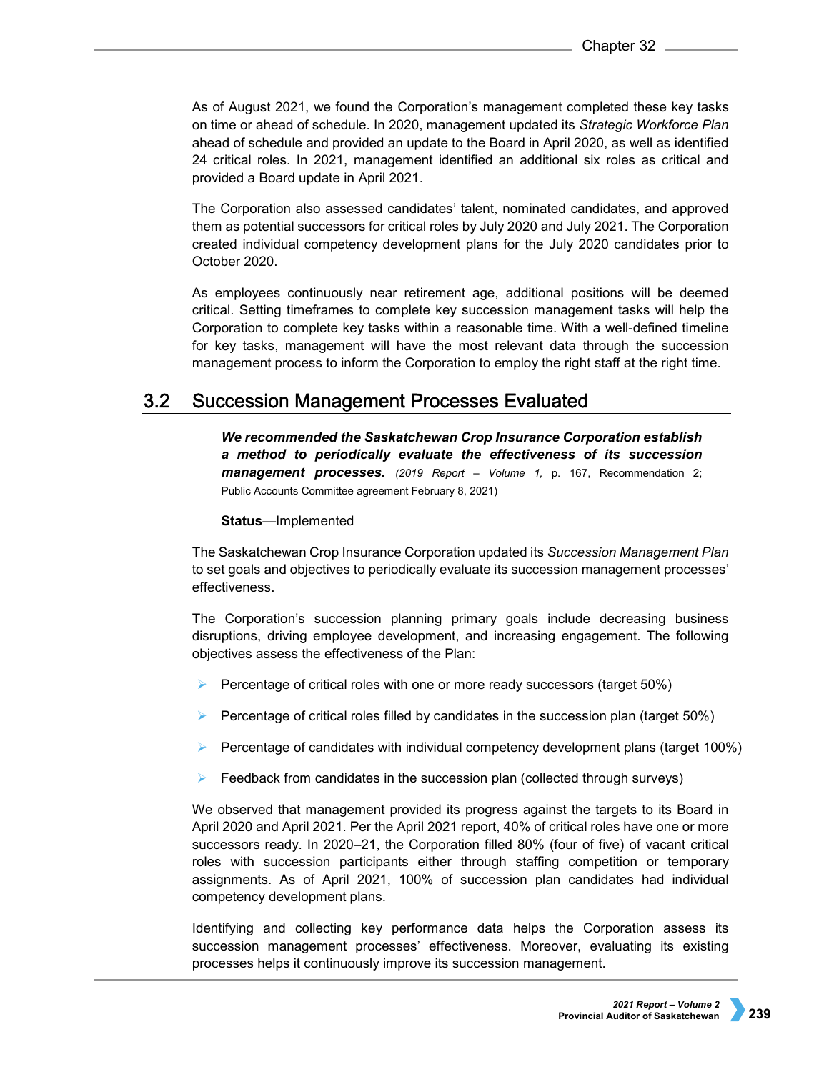As of August 2021, we found the Corporation's management completed these key tasks on time or ahead of schedule. In 2020, management updated its *Strategic Workforce Plan* ahead of schedule and provided an update to the Board in April 2020, as well as identified 24 critical roles. In 2021, management identified an additional six roles as critical and provided a Board update in April 2021.

The Corporation also assessed candidates' talent, nominated candidates, and approved them as potential successors for critical roles by July 2020 and July 2021. The Corporation created individual competency development plans for the July 2020 candidates prior to October 2020.

As employees continuously near retirement age, additional positions will be deemed critical. Setting timeframes to complete key succession management tasks will help the Corporation to complete key tasks within a reasonable time. With a well-defined timeline for key tasks, management will have the most relevant data through the succession management process to inform the Corporation to employ the right staff at the right time.

## 3.2 Succession Management Processes Evaluated

***We recommended the Saskatchewan Crop Insurance Corporation establish a method to periodically evaluate the effectiveness of its succession management processes.*** *(2019 Report – Volume 1,* p. 167, Recommendation 2; Public Accounts Committee agreement February 8, 2021)

**Status**—Implemented

The Saskatchewan Crop Insurance Corporation updated its *Succession Management Plan* to set goals and objectives to periodically evaluate its succession management processes' effectiveness.

The Corporation's succession planning primary goals include decreasing business disruptions, driving employee development, and increasing engagement. The following objectives assess the effectiveness of the Plan:

- Percentage of critical roles with one or more ready successors (target 50%)
- Percentage of critical roles filled by candidates in the succession plan (target 50%)
- Percentage of candidates with individual competency development plans (target 100%)
- Feedback from candidates in the succession plan (collected through surveys)

We observed that management provided its progress against the targets to its Board in April 2020 and April 2021. Per the April 2021 report, 40% of critical roles have one or more successors ready. In 2020–21, the Corporation filled 80% (four of five) of vacant critical roles with succession participants either through staffing competition or temporary assignments. As of April 2021, 100% of succession plan candidates had individual competency development plans.

Identifying and collecting key performance data helps the Corporation assess its succession management processes' effectiveness. Moreover, evaluating its existing processes helps it continuously improve its succession management.